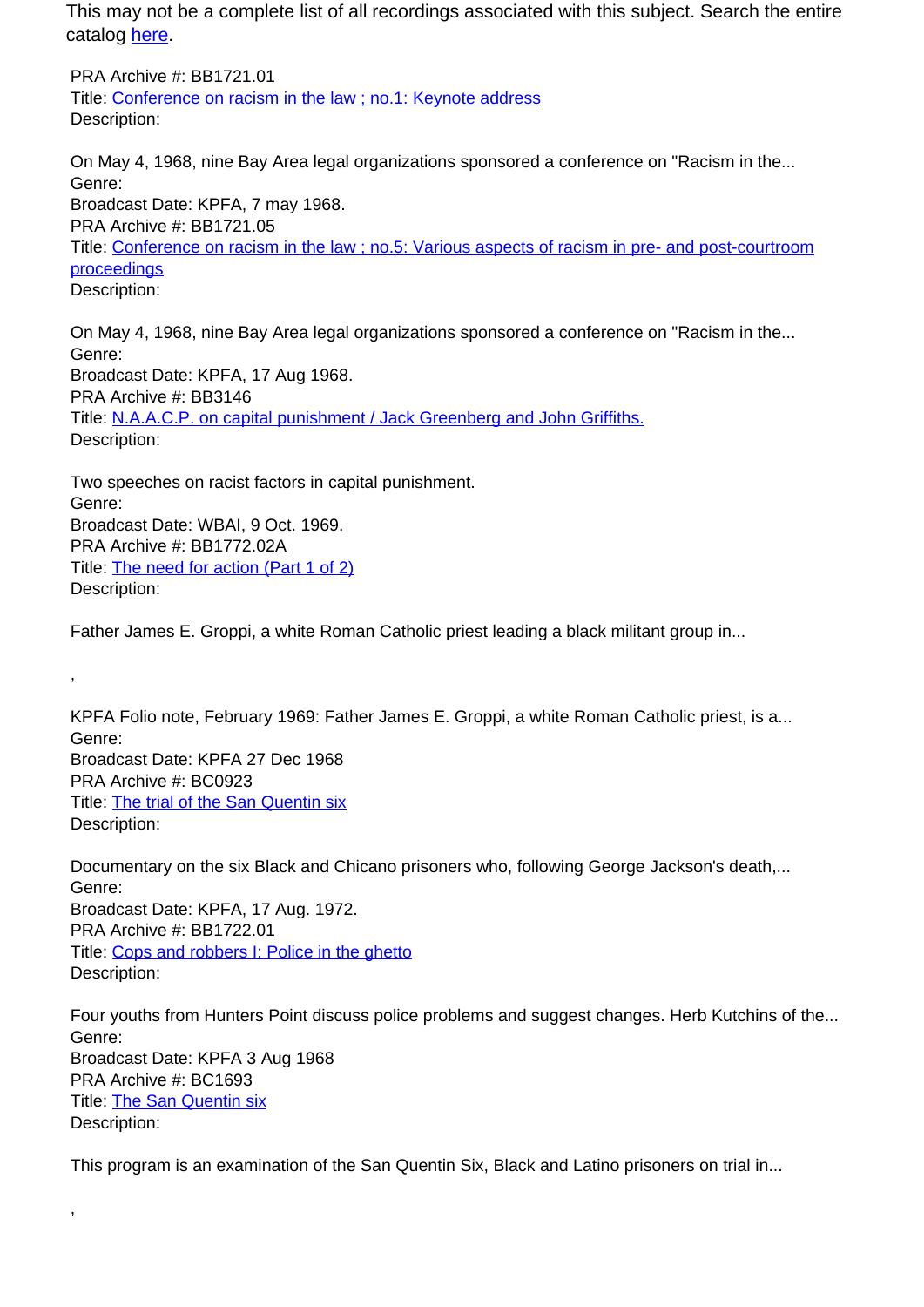This may not be a complete list of all recordings associated with this subject. Search the entire catalog [here](#).

PRA Archive #: BB1721.01
Title: [Conference on racism in the law ; no.1: Keynote address](#)
Description:

On May 4, 1968, nine Bay Area legal organizations sponsored a conference on "Racism in the...
Genre:
Broadcast Date: KPFA, 7 may 1968.
PRA Archive #: BB1721.05
Title: [Conference on racism in the law ; no.5: Various aspects of racism in pre- and post-courtroom proceedings](#)
Description:

On May 4, 1968, nine Bay Area legal organizations sponsored a conference on "Racism in the...
Genre:
Broadcast Date: KPFA, 17 Aug 1968.
PRA Archive #: BB3146
Title: [N.A.A.C.P. on capital punishment / Jack Greenberg and John Griffiths.](#)
Description:

Two speeches on racist factors in capital punishment.
Genre:
Broadcast Date: WBAI, 9 Oct. 1969.
PRA Archive #: BB1772.02A
Title: [The need for action (Part 1 of 2)](#)
Description:

Father James E. Groppi, a white Roman Catholic priest leading a black militant group in...

,

KPFA Folio note, February 1969: Father James E. Groppi, a white Roman Catholic priest, is a...
Genre:
Broadcast Date: KPFA 27 Dec 1968
PRA Archive #: BC0923
Title: [The trial of the San Quentin six](#)
Description:

Documentary on the six Black and Chicano prisoners who, following George Jackson's death,...
Genre:
Broadcast Date: KPFA, 17 Aug. 1972.
PRA Archive #: BB1722.01
Title: [Cops and robbers I: Police in the ghetto](#)
Description:

Four youths from Hunters Point discuss police problems and suggest changes. Herb Kutchins of the...
Genre:
Broadcast Date: KPFA 3 Aug 1968
PRA Archive #: BC1693
Title: [The San Quentin six](#)
Description:

This program is an examination of the San Quentin Six, Black and Latino prisoners on trial in...

,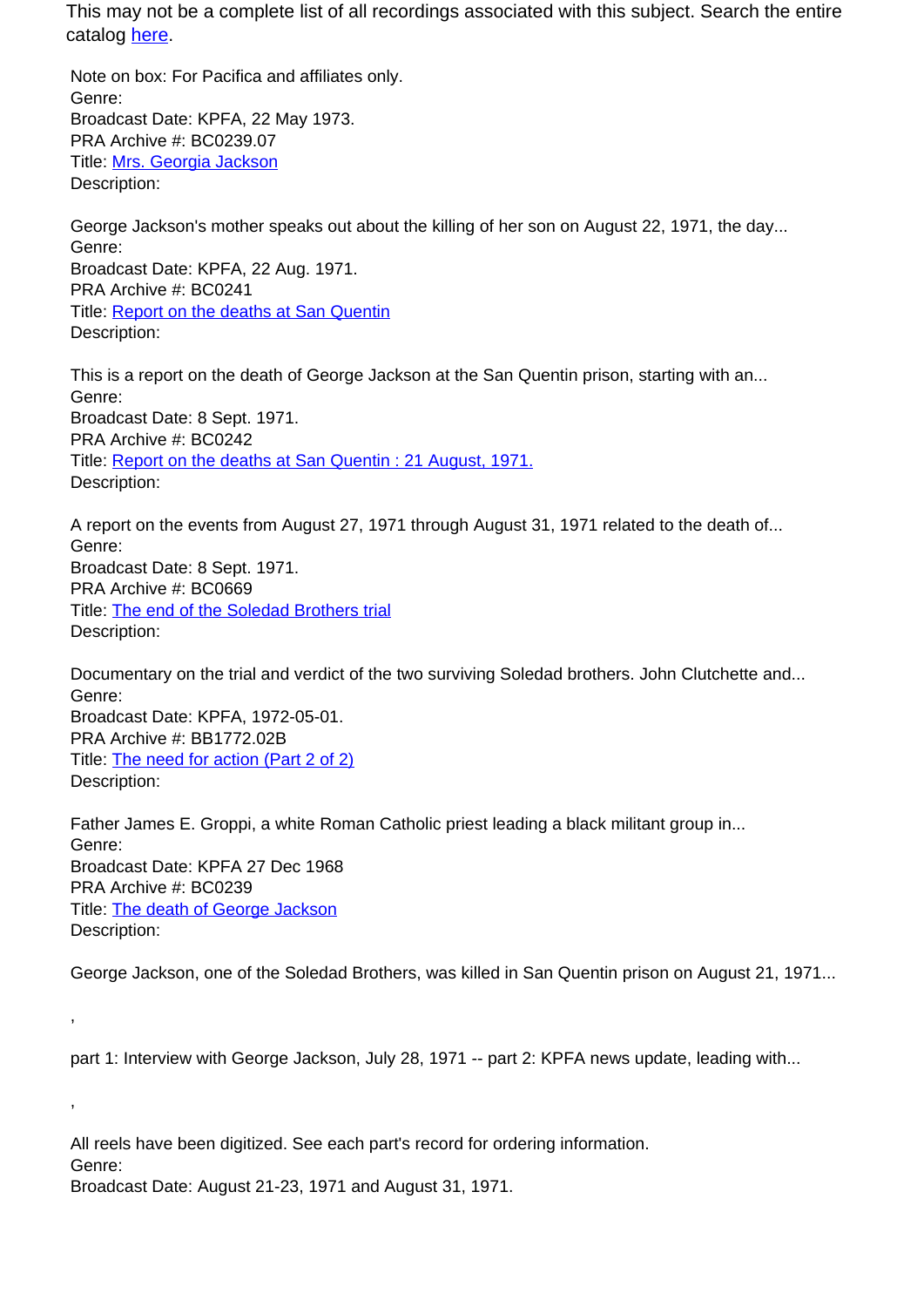This may not be a complete list of all recordings associated with this subject. Search the entire catalog [here](#).

Note on box: For Pacifica and affiliates only.
Genre:
Broadcast Date: KPFA, 22 May 1973.
PRA Archive #: BC0239.07
Title: [Mrs. Georgia Jackson](#)
Description:

George Jackson's mother speaks out about the killing of her son on August 22, 1971, the day...
Genre:
Broadcast Date: KPFA, 22 Aug. 1971.
PRA Archive #: BC0241
Title: [Report on the deaths at San Quentin](#)
Description:

This is a report on the death of George Jackson at the San Quentin prison, starting with an...
Genre:
Broadcast Date: 8 Sept. 1971.
PRA Archive #: BC0242
Title: [Report on the deaths at San Quentin : 21 August, 1971.](#)
Description:

A report on the events from August 27, 1971 through August 31, 1971 related to the death of...
Genre:
Broadcast Date: 8 Sept. 1971.
PRA Archive #: BC0669
Title: [The end of the Soledad Brothers trial](#)
Description:

Documentary on the trial and verdict of the two surviving Soledad brothers. John Clutchette and...
Genre:
Broadcast Date: KPFA, 1972-05-01.
PRA Archive #: BB1772.02B
Title: [The need for action (Part 2 of 2)](#)
Description:

Father James E. Groppi, a white Roman Catholic priest leading a black militant group in...
Genre:
Broadcast Date: KPFA 27 Dec 1968
PRA Archive #: BC0239
Title: [The death of George Jackson](#)
Description:

George Jackson, one of the Soledad Brothers, was killed in San Quentin prison on August 21, 1971...

,

part 1: Interview with George Jackson, July 28, 1971 -- part 2: KPFA news update, leading with...

,

All reels have been digitized. See each part's record for ordering information.
Genre:
Broadcast Date: August 21-23, 1971 and August 31, 1971.